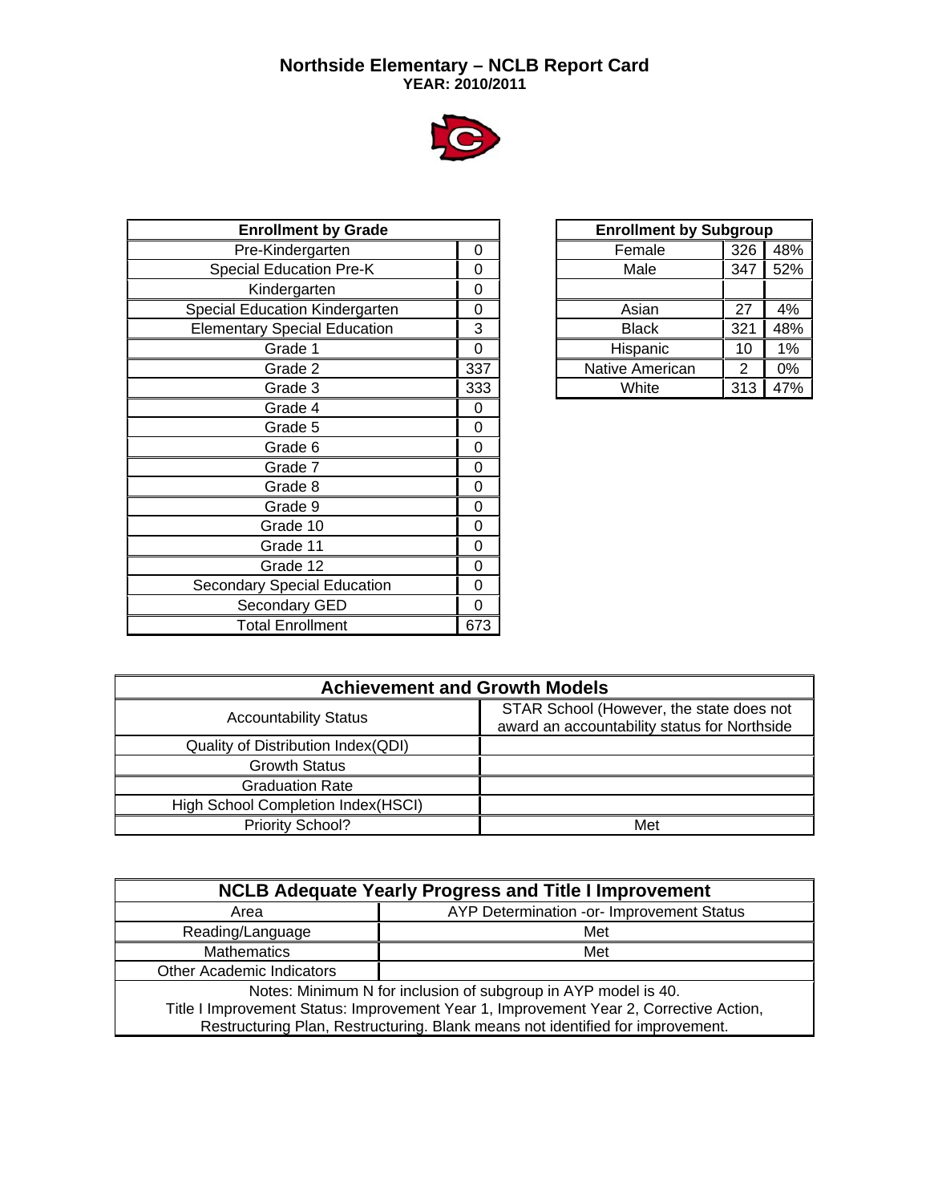# Northside Elementary – NCLB Report Card

**YEAR: 2010/2011**

| Enrollment by Grade | |
|---|---|
| Pre-Kindergarten | 0 |
| Special Education Pre-K | 0 |
| Kindergarten | 0 |
| Special Education Kindergarten | 0 |
| Elementary Special Education | 3 |
| Grade 1 | 0 |
| Grade 2 | 337 |
| Grade 3 | 333 |
| Grade 4 | 0 |
| Grade 5 | 0 |
| Grade 6 | 0 |
| Grade 7 | 0 |
| Grade 8 | 0 |
| Grade 9 | 0 |
| Grade 10 | 0 |
| Grade 11 | 0 |
| Grade 12 | 0 |
| Secondary Special Education | 0 |
| Secondary GED | 0 |
| Total Enrollment | 673 |

| Enrollment by Subgroup | | |
|---|---|---|
| Female | 326 | 48% |
| Male | 347 | 52% |
| | | |
| Asian | 27 | 4% |
| Black | 321 | 48% |
| Hispanic | 10 | 1% |
| Native American | 2 | 0% |
| White | 313 | 47% |

| Achievement and Growth Models | |
|---|---|
| Accountability Status | STAR School (However, the state does not award an accountability status for Northside |
| Quality of Distribution Index(QDI) | |
| Growth Status | |
| Graduation Rate | |
| High School Completion Index(HSCI) | |
| Priority School? | Met |

| NCLB Adequate Yearly Progress and Title I Improvement | |
|---|---|
| Area | AYP Determination -or- Improvement Status |
| Reading/Language | Met |
| Mathematics | Met |
| Other Academic Indicators | |

Notes: Minimum N for inclusion of subgroup in AYP model is 40.
Title I Improvement Status: Improvement Year 1, Improvement Year 2, Corrective Action, Restructuring Plan, Restructuring. Blank means not identified for improvement.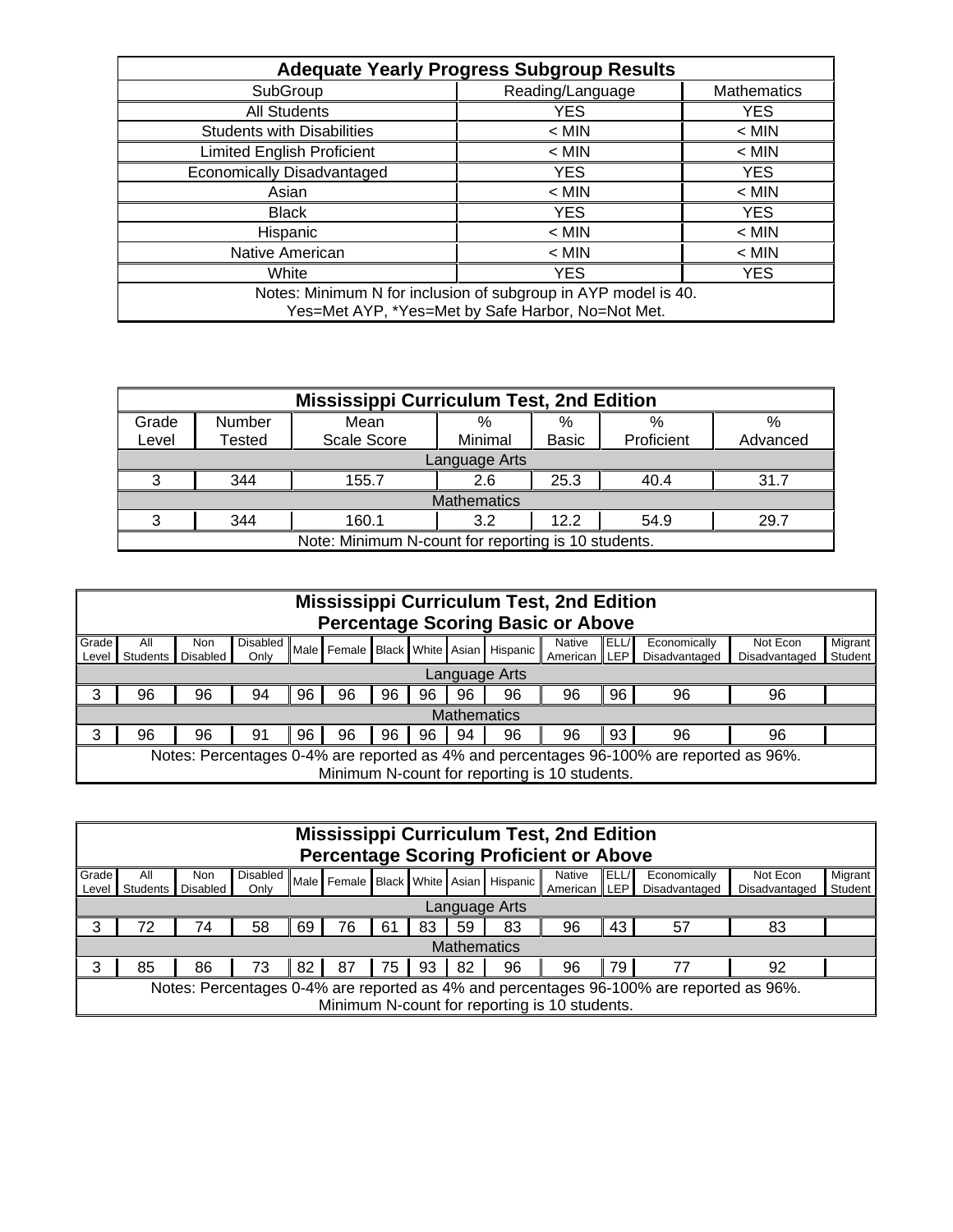| Adequate Yearly Progress Subgroup Results | | |
|---|---|---|
| SubGroup | Reading/Language | Mathematics |
| All Students | YES | YES |
| Students with Disabilities | < MIN | < MIN |
| Limited English Proficient | < MIN | < MIN |
| Economically Disadvantaged | YES | YES |
| Asian | < MIN | < MIN |
| Black | YES | YES |
| Hispanic | < MIN | < MIN |
| Native American | < MIN | < MIN |
| White | YES | YES |
| Notes: Minimum N for inclusion of subgroup in AYP model is 40. Yes=Met AYP, *Yes=Met by Safe Harbor, No=Not Met. | | |

| Mississippi Curriculum Test, 2nd Edition | | | | | | |
|---|---|---|---|---|---|---|
| Grade Level | Number Tested | Mean Scale Score | % Minimal | % Basic | % Proficient | % Advanced |
| Language Arts | | | | | | |
| 3 | 344 | 155.7 | 2.6 | 25.3 | 40.4 | 31.7 |
| Mathematics | | | | | | |
| 3 | 344 | 160.1 | 3.2 | 12.2 | 54.9 | 29.7 |
| Note: Minimum N-count for reporting is 10 students. | | | | | | |

| Mississippi Curriculum Test, 2nd Edition Percentage Scoring Basic or Above | | | | | | | | | | | | | | |
|---|---|---|---|---|---|---|---|---|---|---|---|---|---|---|
| Grade Level | All Students | Non Disabled | Disabled Only | Male | Female | Black | White | Asian | Hispanic | Native American | ELL/ LEP | Economically Disadvantaged | Not Econ Disadvantaged | Migrant Student |
| Language Arts | | | | | | | | | | | | | | |
| 3 | 96 | 96 | 94 | 96 | 96 | 96 | 96 | 96 | 96 | 96 | 96 | 96 | 96 | |
| Mathematics | | | | | | | | | | | | | | |
| 3 | 96 | 96 | 91 | 96 | 96 | 96 | 96 | 94 | 96 | 96 | 93 | 96 | 96 | |
| Notes: Percentages 0-4% are reported as 4% and percentages 96-100% are reported as 96%. Minimum N-count for reporting is 10 students. | | | | | | | | | | | | | | |

| Mississippi Curriculum Test, 2nd Edition Percentage Scoring Proficient or Above | | | | | | | | | | | | | | |
|---|---|---|---|---|---|---|---|---|---|---|---|---|---|---|
| Grade Level | All Students | Non Disabled | Disabled Only | Male | Female | Black | White | Asian | Hispanic | Native American | ELL/ LEP | Economically Disadvantaged | Not Econ Disadvantaged | Migrant Student |
| Language Arts | | | | | | | | | | | | | | |
| 3 | 72 | 74 | 58 | 69 | 76 | 61 | 83 | 59 | 83 | 96 | 43 | 57 | 83 | |
| Mathematics | | | | | | | | | | | | | | |
| 3 | 85 | 86 | 73 | 82 | 87 | 75 | 93 | 82 | 96 | 96 | 79 | 77 | 92 | |
| Notes: Percentages 0-4% are reported as 4% and percentages 96-100% are reported as 96%. Minimum N-count for reporting is 10 students. | | | | | | | | | | | | | | |